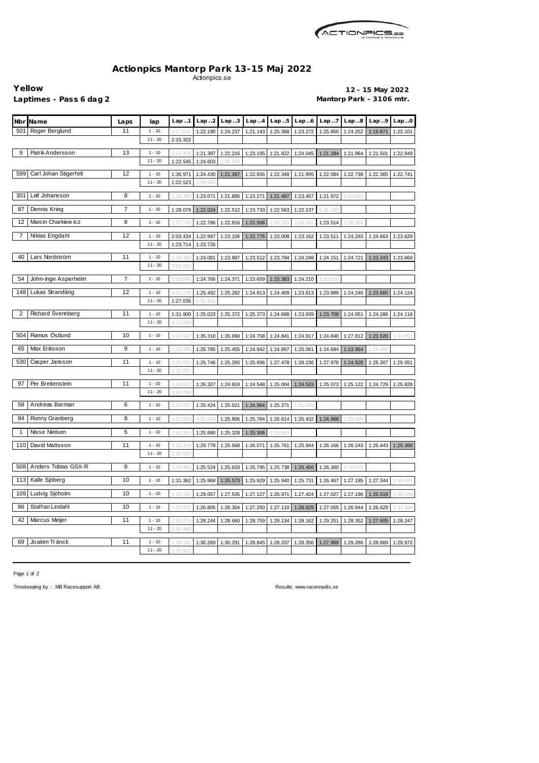# Actionpics Mantorp Park 13-15 Maj 2022

Actionpics.se

**Yellow**

**Laptimes - Pass 6 dag 2**

**12 - 15 May 2022**

**Mantorp Park - 3106 mtr.**

| Nbr | Name | Laps | lap | Lap..1 | Lap..2 | Lap..3 | Lap..4 | Lap..5 | Lap..6 | Lap..7 | Lap..8 | Lap..9 | Lap..0 |
|---|---|---|---|---|---|---|---|---|---|---|---|---|---|
| 501 | Roger Berglund | 11 | 1 - 10 | 1:27.031 | 1:22.190 | 1:24.237 | 1:21.143 | 1:25.368 | 1:23.272 | 1:25.850 | 1:24.252 | 1:19.871 | 1:22.101 |
| | | | 11 - 20 | 2:15.322 | | | | | | | | | |
| 9 | Patrik Andersson | 13 | 1 - 10 | 1:26.429 | 1:21.397 | 1:22.216 | 1:23.195 | 1:21.822 | 1:24.045 | 1:21.284 | 1:21.964 | 1:21.501 | 1:22.949 |
| | | | 11 - 20 | 1:22.545 | 1:24.603 | 1:38.434 | | | | | | | |
| 599 | Carl Johan Stigerfelt | 12 | 1 - 10 | 1:36.971 | 1:24.430 | 1:21.397 | 1:22.656 | 1:22.348 | 1:21.995 | 1:22.084 | 1:22.738 | 1:22.365 | 1:22.741 |
| | | | 11 - 20 | 1:22.523 | 1:29.563 | | | | | | | | |
| 301 | Leif Johansson | 8 | 1 - 10 | 1:29.785 | 1:23.071 | 1:21.895 | 1:23.271 | 1:21.497 | 1:23.457 | 1:21.972 | 1:34.833 | | |
| 87 | Dennis Krieg | 7 | 1 - 10 | 1:28.078 | 1:22.024 | 1:22.512 | 1:23.733 | 1:22.563 | 1:22.137 | 1:31.265 | | | |
| 12 | Marcin Charkiewicz | 8 | 1 - 10 | 1:27.745 | 1:22.786 | 1:22.816 | 1:22.506 | 1:30.203 | 3:50.341 | 1:23.514 | 1:28.353 | | |
| 7 | Niklas Engdahl | 12 | 1 - 10 | 2:03.434 | 1:22.997 | 1:23.106 | 1:22.776 | 1:23.008 | 1:23.162 | 1:23.511 | 1:24.283 | 1:24.663 | 1:23.629 |
| | | | 11 - 20 | 1:23.714 | 1:23.726 | | | | | | | | |
| 40 | Lars Nordström | 11 | 1 - 10 | 1:28.489 | 1:24.081 | 1:23.997 | 1:23.512 | 1:23.794 | 1:24.248 | 1:24.151 | 1:24.721 | 1:23.343 | 1:23.669 |
| | | | 11 - 20 | 3:04.600 | | | | | | | | | |
| 54 | John-Inge Asperheim | 7 | 1 - 10 | 1:29.684 | 1:24.766 | 1:24.371 | 1:23.659 | 1:23.383 | 1:24.210 | 1:33.218 | | | |
| 148 | Lukas Strandäng | 12 | 1 - 10 | 1:31.708 | 1:25.492 | 1:25.282 | 1:24.813 | 1:24.409 | 1:23.813 | 1:23.889 | 1:24.246 | 1:23.665 | 1:24.124 |
| | | | 11 - 20 | 1:27.036 | 1:30.835 | | | | | | | | |
| 2 | Richard Svennberg | 11 | 1 - 10 | 1:31.900 | 1:25.023 | 1:25.372 | 1:25.373 | 1:24.688 | 1:23.939 | 1:23.708 | 1:24.651 | 1:24.286 | 1:24.116 |
| | | | 11 - 20 | 1:32.895 | | | | | | | | | |
| 504 | Ramus Östlund | 10 | 1 - 10 | 1:47.697 | 1:35.318 | 1:26.690 | 1:24.758 | 1:24.841 | 1:24.917 | 1:24.840 | 1:27.812 | 1:23.920 | 1:43.891 |
| 65 | Max Eriksson | 9 | 1 - 10 | 1:30.280 | 1:25.785 | 1:25.455 | 1:24.942 | 1:24.897 | 1:25.061 | 1:24.684 | 1:23.964 | 1:26.980 | |
| 530 | Casper Jansson | 11 | 1 - 10 | 1:28.594 | 1:25.746 | 1:25.265 | 1:25.606 | 1:27.478 | 1:28.236 | 1:27.978 | 1:24.528 | 1:25.307 | 1:25.551 |
| | | | 11 - 20 | 1:31.591 | | | | | | | | | |
| 97 | Per Breitenstein | 11 | 1 - 10 | 1:28.612 | 1:26.327 | 1:24.824 | 1:24.548 | 1:25.004 | 1:24.533 | 1:25.073 | 1:25.122 | 1:24.729 | 1:25.828 |
| | | | 11 - 20 | 1:36.058 | | | | | | | | | |
| 58 | Andreas Barman | 6 | 1 - 10 | 1:30.297 | 1:25.424 | 1:25.021 | 1:24.964 | 1:25.271 | 1:41.046 | | | | |
| 84 | Ronny Granberg | 8 | 1 - 10 | 1:32.059 | 4:35.548 | 1:25.806 | 1:25.784 | 1:26.614 | 1:25.432 | 1:24.968 | 1:30.459 | | |
| 1 | Nisse Nielsen | 5 | 1 - 10 | 1:30.314 | 1:25.880 | 1:25.328 | 1:25.306 | 1:33.919 | | | | | |
| 110 | David Mattsson | 11 | 1 - 10 | 1:32.378 | 1:29.779 | 1:25.568 | 1:26.071 | 1:25.761 | 1:25.944 | 1:26.166 | 1:26.243 | 1:25.443 | 1:25.388 |
| | | | 11 - 20 | 1:35.807 | | | | | | | | | |
| 508 | Anders Tobias GSX-R | 8 | 1 - 10 | 1:29.963 | 1:25.524 | 1:25.633 | 1:25.795 | 1:25.738 | 1:25.456 | 1:26.300 | 1:38.078 | | |
| 113 | Kalle Sjöberg | 10 | 1 - 10 | 1:31.362 | 1:25.968 | 1:25.573 | 1:25.929 | 1:25.940 | 1:25.731 | 1:26.467 | 1:27.195 | 1:27.344 | 1:40.887 |
| 109 | Ludvig Sjöholm | 10 | 1 - 10 | 1:32.345 | 1:29.057 | 1:27.535 | 1:27.127 | 1:26.971 | 1:27.424 | 1:27.027 | 1:27.196 | 1:26.519 | 1:39.126 |
| 86 | Staffan Lindahl | 10 | 1 - 10 | 1:29.992 | 1:26.805 | 1:28.304 | 1:27.293 | 1:27.110 | 1:26.625 | 1:27.055 | 1:26.944 | 1:26.629 | 1:33.584 |
| 42 | Marcus Meijer | 11 | 1 - 10 | 1:33.879 | 1:28.244 | 1:28.660 | 1:28.759 | 1:29.134 | 1:28.162 | 1:29.251 | 1:28.352 | 1:27.605 | 1:28.247 |
| | | | 11 - 20 | 1:36.448 | | | | | | | | | |
| 69 | Joakim Tränck | 11 | 1 - 10 | 1:33.181 | 1:30.269 | 1:30.291 | 1:28.845 | 1:28.337 | 1:28.356 | 1:27.889 | 1:29.286 | 1:28.869 | 1:29.972 |
| | | | 11 - 20 | 1:37.912 | | | | | | | | | |

Timekeeping by : MB Racesupport AB

Results: www.raceresults.se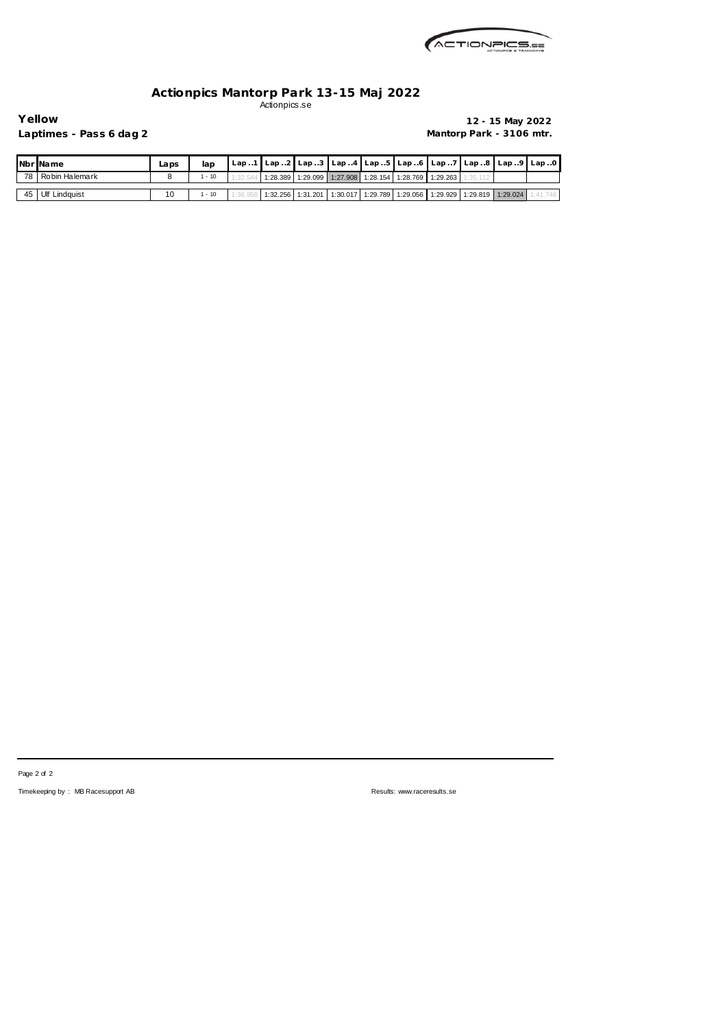# Actionpics Mantorp Park 13-15 Maj 2022

Actionpics.se

**Yellow**

**Laptimes - Pass 6 dag 2**

**12 - 15 May 2022**

**Mantorp Park - 3106 mtr.**

| Nbr | Name | Laps | lap | Lap..1 | Lap..2 | Lap..3 | Lap..4 | Lap..5 | Lap..6 | Lap..7 | Lap..8 | Lap..9 | Lap..0 |
|---|---|---|---|---|---|---|---|---|---|---|---|---|---|
| 78 | Robin Halemark | 8 | 1 - 10 | 1:32.544 | 1:28.389 | 1:29.099 | 1:27.908 | 1:28.154 | 1:28.769 | 1:29.263 | 1:35.112 | | |
| 45 | Ulf Lindquist | 10 | 1 - 10 | 1:36.958 | 1:32.256 | 1:31.201 | 1:30.017 | 1:29.789 | 1:29.056 | 1:29.929 | 1:29.819 | 1:29.024 | 1:41.746 |

Timekeeping by : MB Racesupport AB

Results: www.raceresults.se